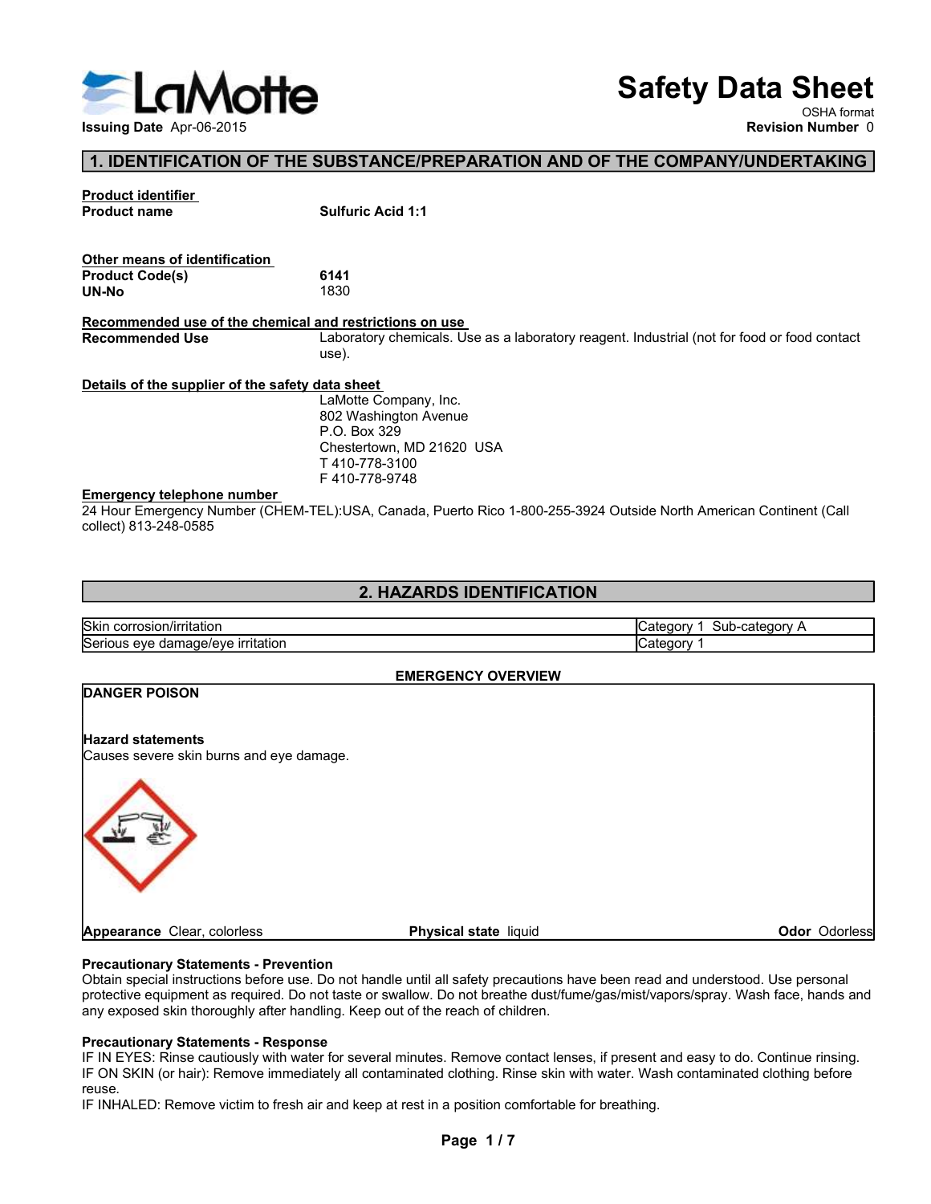# Safety Data Sheet

OSHA format

**Issuing Date** Apr-06-2015

**Revision Number** 0

## 1. IDENTIFICATION OF THE SUBSTANCE/PREPARATION AND OF THE COMPANY/UNDERTAKING

**Product identifier**

**Product name** **Sulfuric Acid 1:1**

**Other means of identification**

**Product Code(s)** **6141**

**UN-No** 1830

**Recommended use of the chemical and restrictions on use**

**Recommended Use** Laboratory chemicals. Use as a laboratory reagent. Industrial (not for food or food contact use).

**Details of the supplier of the safety data sheet**

LaMotte Company, Inc.
802 Washington Avenue
P.O. Box 329
Chestertown, MD 21620 USA
T 410-778-3100
F 410-778-9748

**Emergency telephone number**

24 Hour Emergency Number (CHEM-TEL):USA, Canada, Puerto Rico 1-800-255-3924 Outside North American Continent (Call collect) 813-248-0585

## 2. HAZARDS IDENTIFICATION

| Skin corrosion/irritation | Category 1 Sub-category A |
|---|---|
| Serious eye damage/eye irritation | Category 1 |

**EMERGENCY OVERVIEW**

**DANGER POISON**

**Hazard statements**

Causes severe skin burns and eye damage.

**Appearance** Clear, colorless **Physical state** liquid **Odor** Odorless

**Precautionary Statements - Prevention**

Obtain special instructions before use. Do not handle until all safety precautions have been read and understood. Use personal protective equipment as required. Do not taste or swallow. Do not breathe dust/fume/gas/mist/vapors/spray. Wash face, hands and any exposed skin thoroughly after handling. Keep out of the reach of children.

**Precautionary Statements - Response**

IF IN EYES: Rinse cautiously with water for several minutes. Remove contact lenses, if present and easy to do. Continue rinsing.
IF ON SKIN (or hair): Remove immediately all contaminated clothing. Rinse skin with water. Wash contaminated clothing before reuse.
IF INHALED: Remove victim to fresh air and keep at rest in a position comfortable for breathing.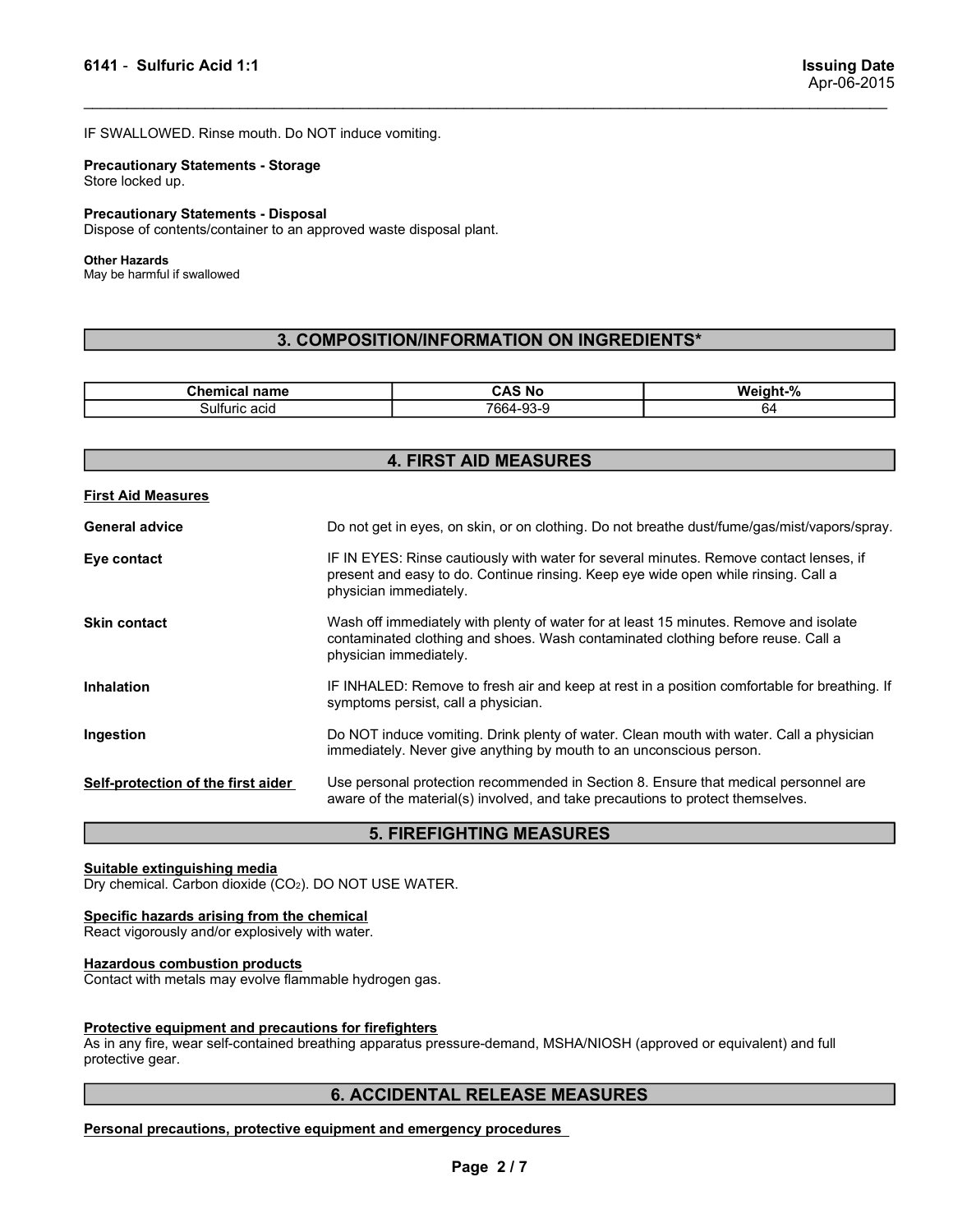IF SWALLOWED. Rinse mouth. Do NOT induce vomiting.

**Precautionary Statements - Storage**
Store locked up.

**Precautionary Statements - Disposal**
Dispose of contents/container to an approved waste disposal plant.

**Other Hazards**
May be harmful if swallowed

## 3. COMPOSITION/INFORMATION ON INGREDIENTS*

| Chemical name | CAS No | Weight-% |
|---|---|---|
| Sulfuric acid | 7664-93-9 | 64 |

## 4. FIRST AID MEASURES

**First Aid Measures**

**General advice** Do not get in eyes, on skin, or on clothing. Do not breathe dust/fume/gas/mist/vapors/spray.

**Eye contact** IF IN EYES: Rinse cautiously with water for several minutes. Remove contact lenses, if present and easy to do. Continue rinsing. Keep eye wide open while rinsing. Call a physician immediately.

**Skin contact** Wash off immediately with plenty of water for at least 15 minutes. Remove and isolate contaminated clothing and shoes. Wash contaminated clothing before reuse. Call a physician immediately.

**Inhalation** IF INHALED: Remove to fresh air and keep at rest in a position comfortable for breathing. If symptoms persist, call a physician.

**Ingestion** Do NOT induce vomiting. Drink plenty of water. Clean mouth with water. Call a physician immediately. Never give anything by mouth to an unconscious person.

**Self-protection of the first aider** Use personal protection recommended in Section 8. Ensure that medical personnel are aware of the material(s) involved, and take precautions to protect themselves.

## 5. FIREFIGHTING MEASURES

**Suitable extinguishing media**
Dry chemical. Carbon dioxide ($CO_2$). DO NOT USE WATER.

**Specific hazards arising from the chemical**
React vigorously and/or explosively with water.

**Hazardous combustion products**
Contact with metals may evolve flammable hydrogen gas.

**Protective equipment and precautions for firefighters**
As in any fire, wear self-contained breathing apparatus pressure-demand, MSHA/NIOSH (approved or equivalent) and full protective gear.

## 6. ACCIDENTAL RELEASE MEASURES

**Personal precautions, protective equipment and emergency procedures**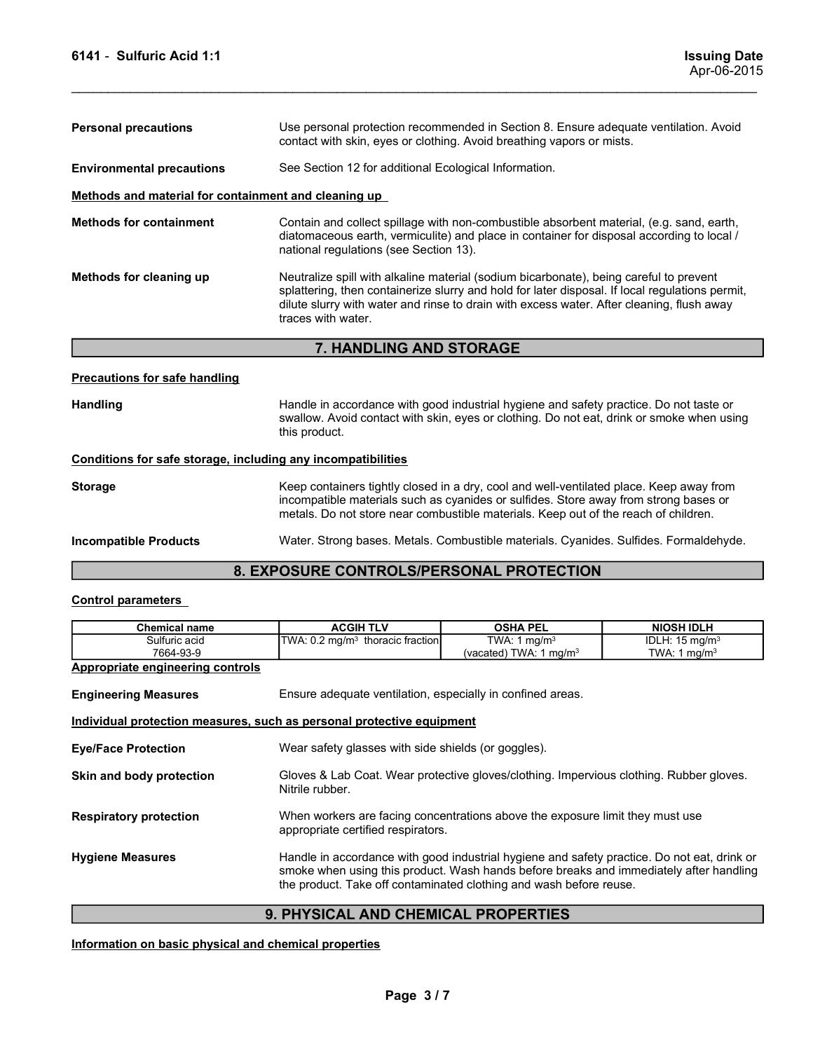**Personal precautions** Use personal protection recommended in Section 8. Ensure adequate ventilation. Avoid contact with skin, eyes or clothing. Avoid breathing vapors or mists.

**Environmental precautions** See Section 12 for additional Ecological Information.

**Methods and material for containment and cleaning up**

**Methods for containment** Contain and collect spillage with non-combustible absorbent material, (e.g. sand, earth, diatomaceous earth, vermiculite) and place in container for disposal according to local / national regulations (see Section 13).

**Methods for cleaning up** Neutralize spill with alkaline material (sodium bicarbonate), being careful to prevent splattering, then containerize slurry and hold for later disposal. If local regulations permit, dilute slurry with water and rinse to drain with excess water. After cleaning, flush away traces with water.

## 7. HANDLING AND STORAGE

**Precautions for safe handling**

**Handling** Handle in accordance with good industrial hygiene and safety practice. Do not taste or swallow. Avoid contact with skin, eyes or clothing. Do not eat, drink or smoke when using this product.

**Conditions for safe storage, including any incompatibilities**

**Storage** Keep containers tightly closed in a dry, cool and well-ventilated place. Keep away from incompatible materials such as cyanides or sulfides. Store away from strong bases or metals. Do not store near combustible materials. Keep out of the reach of children.

**Incompatible Products** Water. Strong bases. Metals. Combustible materials. Cyanides. Sulfides. Formaldehyde.

## 8. EXPOSURE CONTROLS/PERSONAL PROTECTION

**Control parameters**

| Chemical name | ACGIH TLV | OSHA PEL | NIOSH IDLH |
|---|---|---|---|
| Sulfuric acid<br>7664-93-9 | TWA: 0.2 mg/m$^3$ thoracic fraction | TWA: 1 mg/m$^3$<br>(vacated) TWA: 1 mg/m$^3$ | IDLH: 15 mg/m$^3$<br>TWA: 1 mg/m$^3$ |

**Appropriate engineering controls**

**Engineering Measures** Ensure adequate ventilation, especially in confined areas.

**Individual protection measures, such as personal protective equipment**

**Eye/Face Protection** Wear safety glasses with side shields (or goggles).

**Skin and body protection** Gloves & Lab Coat. Wear protective gloves/clothing. Impervious clothing. Rubber gloves. Nitrile rubber.

**Respiratory protection** When workers are facing concentrations above the exposure limit they must use appropriate certified respirators.

**Hygiene Measures** Handle in accordance with good industrial hygiene and safety practice. Do not eat, drink or smoke when using this product. Wash hands before breaks and immediately after handling the product. Take off contaminated clothing and wash before reuse.

## 9. PHYSICAL AND CHEMICAL PROPERTIES

**Information on basic physical and chemical properties**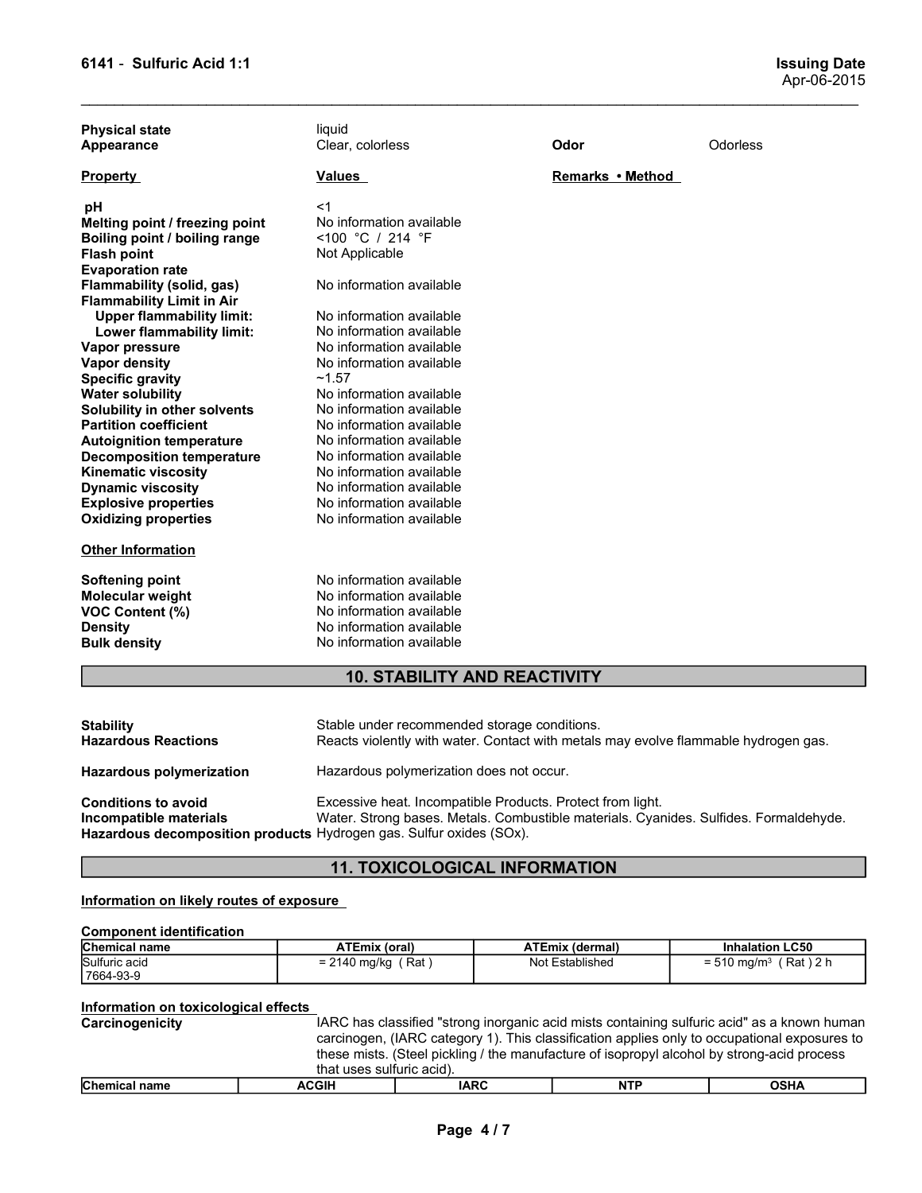| | | | |
|---|---|---|---|
| **Physical state** | liquid | | |
| **Appearance** | Clear, colorless | **Odor** | Odorless |

| **Property** | **Values** | **Remarks • Method** |
|---|---|---|
| **pH** | <1 | |
| **Melting point / freezing point** | No information available | |
| **Boiling point / boiling range** | <100 °C / 214 °F | |
| **Flash point** | Not Applicable | |
| **Evaporation rate** | | |
| **Flammability (solid, gas)** | No information available | |
| **Flammability Limit in Air** | | |
| **Upper flammability limit:** | No information available | |
| **Lower flammability limit:** | No information available | |
| **Vapor pressure** | No information available | |
| **Vapor density** | No information available | |
| **Specific gravity** | ~1.57 | |
| **Water solubility** | No information available | |
| **Solubility in other solvents** | No information available | |
| **Partition coefficient** | No information available | |
| **Autoignition temperature** | No information available | |
| **Decomposition temperature** | No information available | |
| **Kinematic viscosity** | No information available | |
| **Dynamic viscosity** | No information available | |
| **Explosive properties** | No information available | |
| **Oxidizing properties** | No information available | |

**Other Information**

| | |
|---|---|
| **Softening point** | No information available |
| **Molecular weight** | No information available |
| **VOC Content (%)** | No information available |
| **Density** | No information available |
| **Bulk density** | No information available |

## 10. STABILITY AND REACTIVITY

**Stability** Stable under recommended storage conditions.

**Hazardous Reactions** Reacts violently with water. Contact with metals may evolve flammable hydrogen gas.

**Hazardous polymerization** Hazardous polymerization does not occur.

**Conditions to avoid** Excessive heat. Incompatible Products. Protect from light.

**Incompatible materials** Water. Strong bases. Metals. Combustible materials. Cyanides. Sulfides. Formaldehyde.

**Hazardous decomposition products** Hydrogen gas. Sulfur oxides (SOx).

## 11. TOXICOLOGICAL INFORMATION

**Information on likely routes of exposure**

**Component identification**

| Chemical name | ATEmix (oral) | ATEmix (dermal) | Inhalation LC50 |
|---|---|---|---|
| Sulfuric acid<br>7664-93-9 | = 2140 mg/kg ( Rat ) | Not Established | = 510 $mg/m^3$ ( Rat ) 2 h |

**Information on toxicological effects**

**Carcinogenicity** IARC has classified "strong inorganic acid mists containing sulfuric acid" as a known human carcinogen, (IARC category 1). This classification applies only to occupational exposures to these mists. (Steel pickling / the manufacture of isopropyl alcohol by strong-acid process that uses sulfuric acid).

| Chemical name | ACGIH | IARC | NTP | OSHA |
|---|---|---|---|---|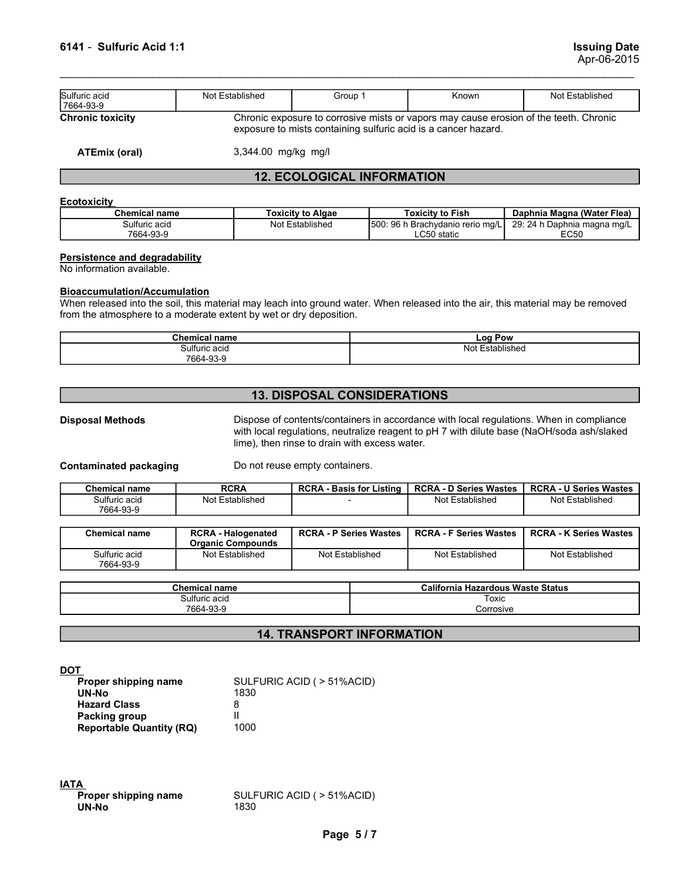| Sulfuric acid 7664-93-9 | Not Established | Group 1 | Known | Not Established |
|---|---|---|---|---|

**Chronic toxicity** Chronic exposure to corrosive mists or vapors may cause erosion of the teeth. Chronic exposure to mists containing sulfuric acid is a cancer hazard.

**ATEmix (oral)** 3,344.00 mg/kg mg/l

## 12. ECOLOGICAL INFORMATION

**Ecotoxicity**

| Chemical name | Toxicity to Algae | Toxicity to Fish | Daphnia Magna (Water Flea) |
|---|---|---|---|
| Sulfuric acid 7664-93-9 | Not Established | 500: 96 h Brachydanio rerio mg/L LC50 static | 29: 24 h Daphnia magna mg/L EC50 |

**Persistence and degradability**

No information available.

**Bioaccumulation/Accumulation**

When released into the soil, this material may leach into ground water. When released into the air, this material may be removed from the atmosphere to a moderate extent by wet or dry deposition.

| Chemical name | Log Pow |
|---|---|
| Sulfuric acid 7664-93-9 | Not Established |

## 13. DISPOSAL CONSIDERATIONS

**Disposal Methods** Dispose of contents/containers in accordance with local regulations. When in compliance with local regulations, neutralize reagent to pH 7 with dilute base (NaOH/soda ash/slaked lime), then rinse to drain with excess water.

**Contaminated packaging** Do not reuse empty containers.

| Chemical name | RCRA | RCRA - Basis for Listing | RCRA - D Series Wastes | RCRA - U Series Wastes |
|---|---|---|---|---|
| Sulfuric acid 7664-93-9 | Not Established | - | Not Established | Not Established |

| Chemical name | RCRA - Halogenated Organic Compounds | RCRA - P Series Wastes | RCRA - F Series Wastes | RCRA - K Series Wastes |
|---|---|---|---|---|
| Sulfuric acid 7664-93-9 | Not Established | Not Established | Not Established | Not Established |

| Chemical name | California Hazardous Waste Status |
|---|---|
| Sulfuric acid 7664-93-9 | Toxic Corrosive |

## 14. TRANSPORT INFORMATION

**DOT**

- **Proper shipping name** SULFURIC ACID ( > 51%ACID)
- **UN-No** 1830
- **Hazard Class** 8
- **Packing group** II
- **Reportable Quantity (RQ)** 1000

**IATA**

- **Proper shipping name** SULFURIC ACID ( > 51%ACID)
- **UN-No** 1830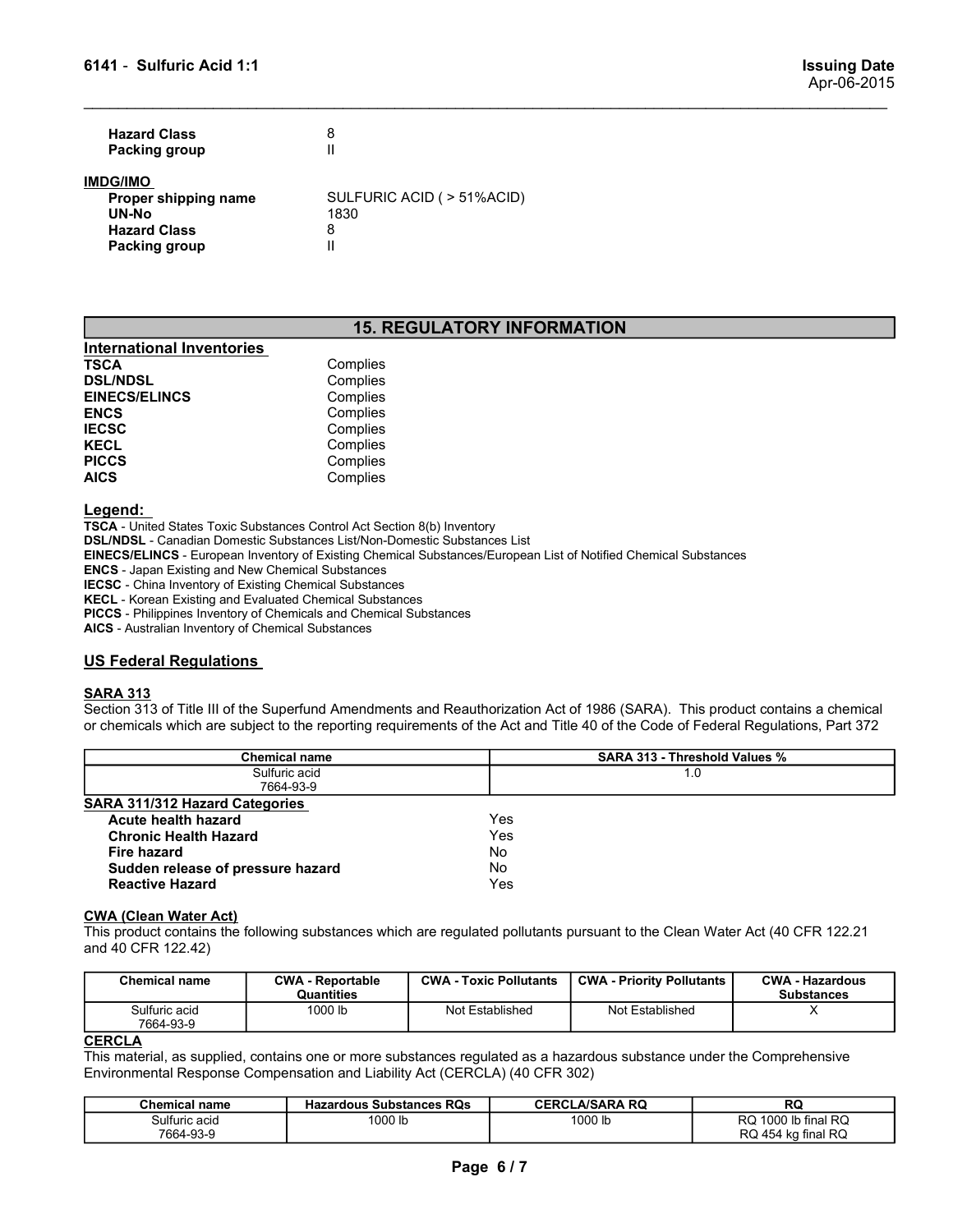| | |
|---|---|
| **Hazard Class** | 8 |
| **Packing group** | II |

**IMDG/IMO**

| | |
|---|---|
| **Proper shipping name** | SULFURIC ACID ( > 51%ACID) |
| **UN-No** | 1830 |
| **Hazard Class** | 8 |
| **Packing group** | II |

## 15. REGULATORY INFORMATION

### International Inventories

| | |
|---|---|
| **TSCA** | Complies |
| **DSL/NDSL** | Complies |
| **EINECS/ELINCS** | Complies |
| **ENCS** | Complies |
| **IECSC** | Complies |
| **KECL** | Complies |
| **PICCS** | Complies |
| **AICS** | Complies |

### Legend:

**TSCA** - United States Toxic Substances Control Act Section 8(b) Inventory
**DSL/NDSL** - Canadian Domestic Substances List/Non-Domestic Substances List
**EINECS/ELINCS** - European Inventory of Existing Chemical Substances/European List of Notified Chemical Substances
**ENCS** - Japan Existing and New Chemical Substances
**IECSC** - China Inventory of Existing Chemical Substances
**KECL** - Korean Existing and Evaluated Chemical Substances
**PICCS** - Philippines Inventory of Chemicals and Chemical Substances
**AICS** - Australian Inventory of Chemical Substances

### US Federal Regulations

**SARA 313**

Section 313 of Title III of the Superfund Amendments and Reauthorization Act of 1986 (SARA). This product contains a chemical or chemicals which are subject to the reporting requirements of the Act and Title 40 of the Code of Federal Regulations, Part 372

| Chemical name | SARA 313 - Threshold Values % |
|---|---|
| Sulfuric acid 7664-93-9 | 1.0 |

**SARA 311/312 Hazard Categories**

| | |
|---|---|
| **Acute health hazard** | Yes |
| **Chronic Health Hazard** | Yes |
| **Fire hazard** | No |
| **Sudden release of pressure hazard** | No |
| **Reactive Hazard** | Yes |

**CWA (Clean Water Act)**

This product contains the following substances which are regulated pollutants pursuant to the Clean Water Act (40 CFR 122.21 and 40 CFR 122.42)

| Chemical name | CWA - Reportable Quantities | CWA - Toxic Pollutants | CWA - Priority Pollutants | CWA - Hazardous Substances |
|---|---|---|---|---|
| Sulfuric acid 7664-93-9 | 1000 lb | Not Established | Not Established | X |

**CERCLA**

This material, as supplied, contains one or more substances regulated as a hazardous substance under the Comprehensive Environmental Response Compensation and Liability Act (CERCLA) (40 CFR 302)

| Chemical name | Hazardous Substances RQs | CERCLA/SARA RQ | RQ |
|---|---|---|---|
| Sulfuric acid 7664-93-9 | 1000 lb | 1000 lb | RQ 1000 lb final RQ RQ 454 kg final RQ |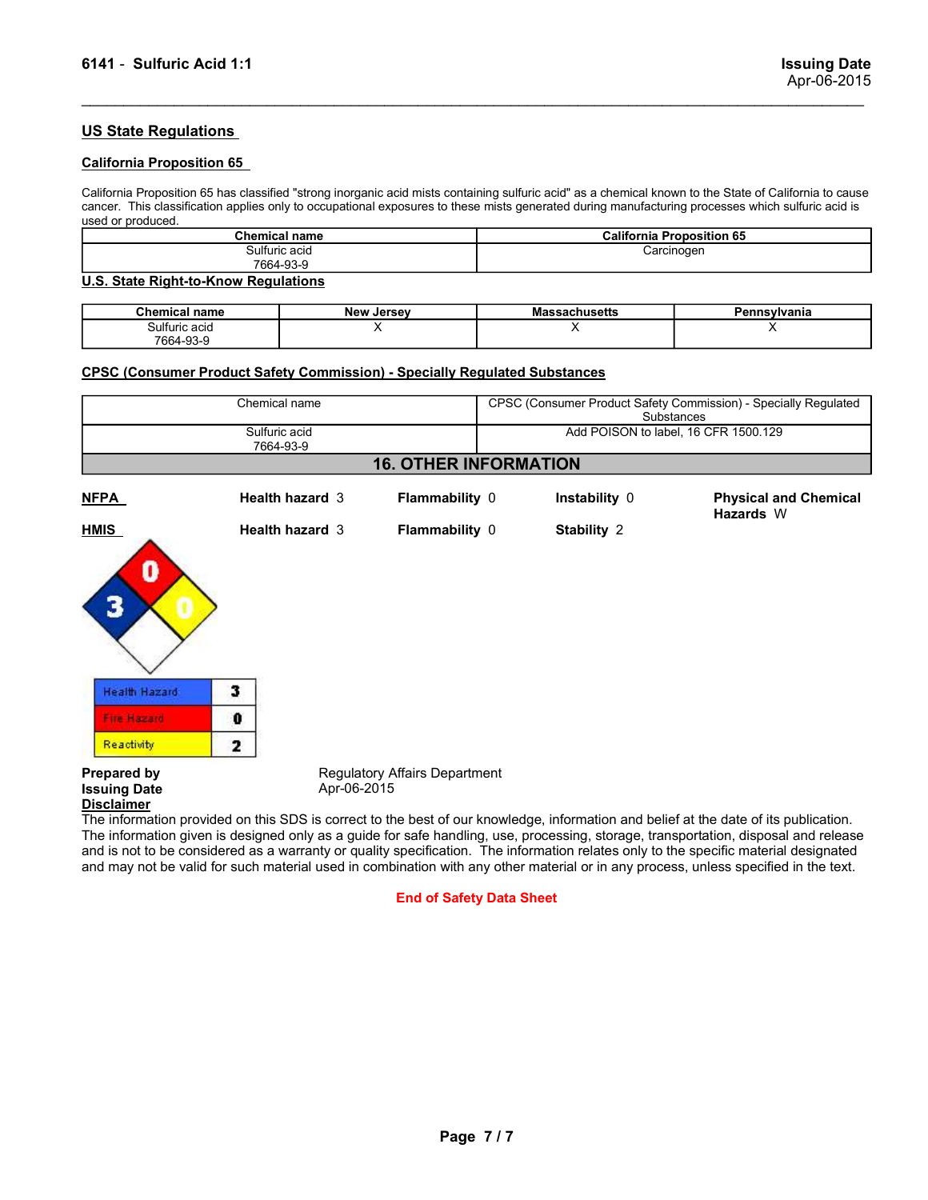## US State Regulations

### California Proposition 65

California Proposition 65 has classified "strong inorganic acid mists containing sulfuric acid" as a chemical known to the State of California to cause cancer. This classification applies only to occupational exposures to these mists generated during manufacturing processes which sulfuric acid is used or produced.

| Chemical name | California Proposition 65 |
|---|---|
| Sulfuric acid 7664-93-9 | Carcinogen |

### U.S. State Right-to-Know Regulations

| Chemical name | New Jersey | Massachusetts | Pennsylvania |
|---|---|---|---|
| Sulfuric acid 7664-93-9 | X | X | X |

### CPSC (Consumer Product Safety Commission) - Specially Regulated Substances

| Chemical name | CPSC (Consumer Product Safety Commission) - Specially Regulated Substances |
|---|---|
| Sulfuric acid 7664-93-9 | Add POISON to label, 16 CFR 1500.129 |

## 16. OTHER INFORMATION

| | | | | |
|---|---|---|---|---|
| **NFPA** | **Health hazard** 3 | **Flammability** 0 | **Instability** 0 | **Physical and Chemical Hazards** W |
| **HMIS** | **Health hazard** 3 | **Flammability** 0 | **Stability** 2 | |

3
0
0

| | |
|---|---|
| Health Hazard | 3 |
| Fire Hazard | 0 |
| Reactivity | 2 |

**Prepared by** Regulatory Affairs Department
**Issuing Date** Apr-06-2015

**Disclaimer**
The information provided on this SDS is correct to the best of our knowledge, information and belief at the date of its publication. The information given is designed only as a guide for safe handling, use, processing, storage, transportation, disposal and release and is not to be considered as a warranty or quality specification. The information relates only to the specific material designated and may not be valid for such material used in combination with any other material or in any process, unless specified in the text.

**End of Safety Data Sheet**